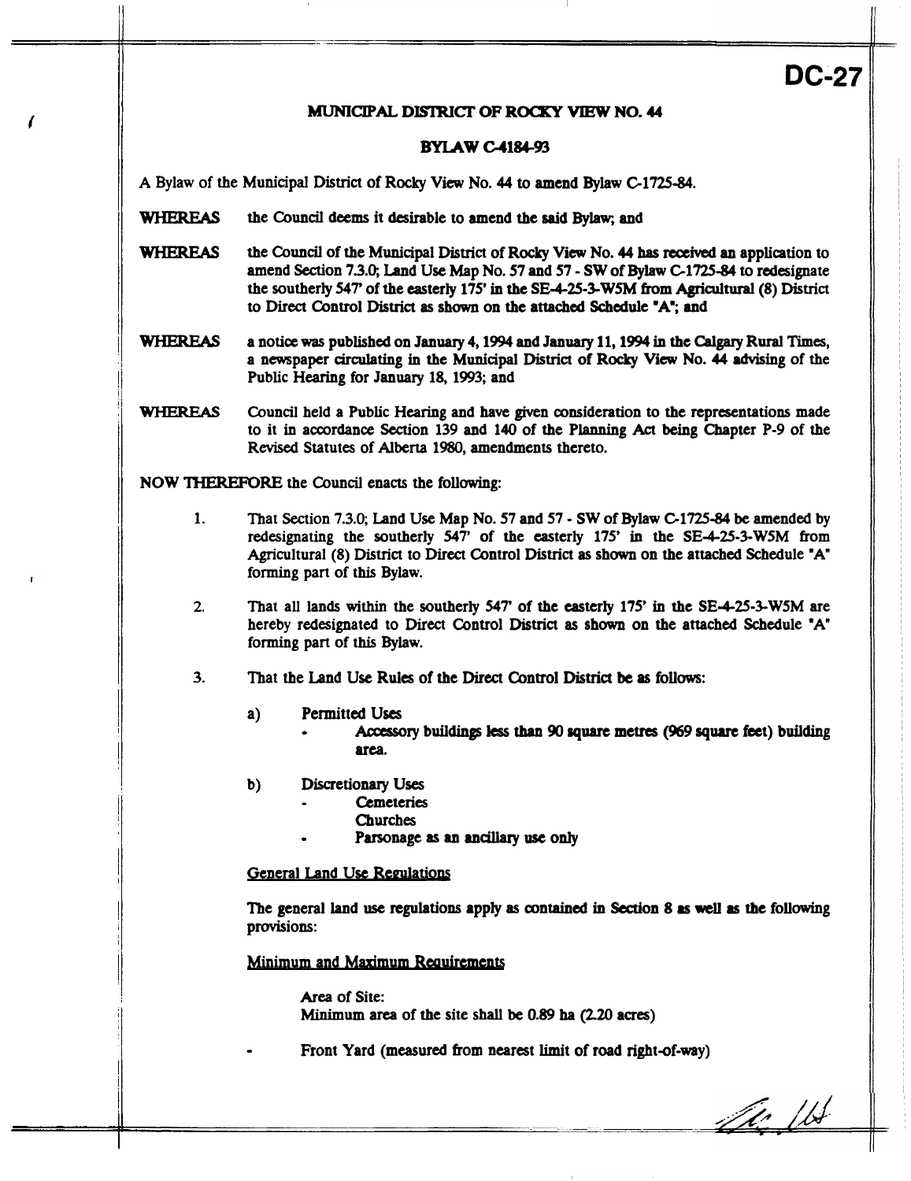DC-27

**MUNICIPAL DISTRICT OF ROCKY VIEW NO. 44**

**BYLAW C-4184-93**

A Bylaw of the Municipal District of Rocky View No. 44 to amend Bylaw C-1725-84.

**WHEREAS** the Council deems it desirable to amend the said Bylaw; and

**WHEREAS** the Council of the Municipal District of Rocky View No. 44 has received an application to amend Section 7.3.0; Land Use Map No. 57 and 57 - SW of Bylaw C-1725-84 to redesignate the southerly 547' of the easterly 175' in the SE-4-25-3-W5M from Agricultural (8) District to Direct Control District as shown on the attached Schedule "A"; and

**WHEREAS** a notice was published on January 4, 1994 and January 11, 1994 in the Calgary Rural Times, a newspaper circulating in the Municipal District of Rocky View No. 44 advising of the Public Hearing for January 18, 1993; and

**WHEREAS** Council held a Public Hearing and have given consideration to the representations made to it in accordance Section 139 and 140 of the Planning Act being Chapter P-9 of the Revised Statutes of Alberta 1980, amendments thereto.

**NOW THEREFORE** the Council enacts the following:

1. That Section 7.3.0; Land Use Map No. 57 and 57 - SW of Bylaw C-1725-84 be amended by redesignating the southerly 547' of the easterly 175' in the SE-4-25-3-W5M from Agricultural (8) District to Direct Control District as shown on the attached Schedule "A" forming part of this Bylaw.

2. That all lands within the southerly 547' of the easterly 175' in the SE-4-25-3-W5M are hereby redesignated to Direct Control District as shown on the attached Schedule "A" forming part of this Bylaw.

3. That the Land Use Rules of the Direct Control District be as follows:

   a) Permitted Uses
      - Accessory buildings less than 90 square metres (969 square feet) building area.

   b) Discretionary Uses
      - Cemeteries
        Churches
      - Parsonage as an ancillary use only

   General Land Use Regulations

   The general land use regulations apply as contained in Section 8 as well as the following provisions:

   Minimum and Maximum Requirements

   Area of Site:
   Minimum area of the site shall be 0.89 ha (2.20 acres)

   - Front Yard (measured from nearest limit of road right-of-way)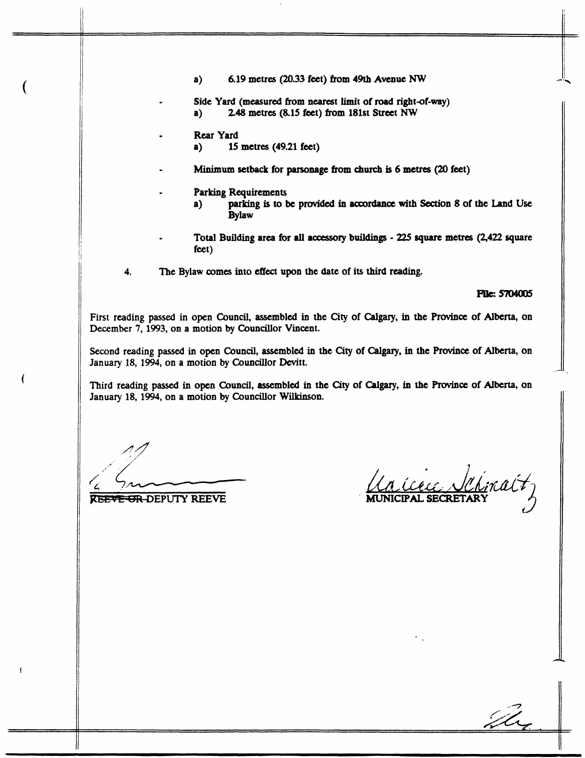a) 6.19 metres (20.33 feet) from 49th Avenue NW

- Side Yard (measured from nearest limit of road right-of-way)
  a) 2.48 metres (8.15 feet) from 181st Street NW

- Rear Yard
  a) 15 metres (49.21 feet)

- Minimum setback for parsonage from church is 6 metres (20 feet)

- Parking Requirements
  a) parking is to be provided in accordance with Section 8 of the Land Use Bylaw

- Total Building area for all accessory buildings - 225 square metres (2,422 square feet)

4. The Bylaw comes into effect upon the date of its third reading.

File: 5704005

First reading passed in open Council, assembled in the City of Calgary, in the Province of Alberta, on December 7, 1993, on a motion by Councillor Vincent.

Second reading passed in open Council, assembled in the City of Calgary, in the Province of Alberta, on January 18, 1994, on a motion by Councillor Devitt.

Third reading passed in open Council, assembled in the City of Calgary, in the Province of Alberta, on January 18, 1994, on a motion by Councillor Wilkinson.

~~REEVE OR~~ DEPUTY REEVE

MUNICIPAL SECRETARY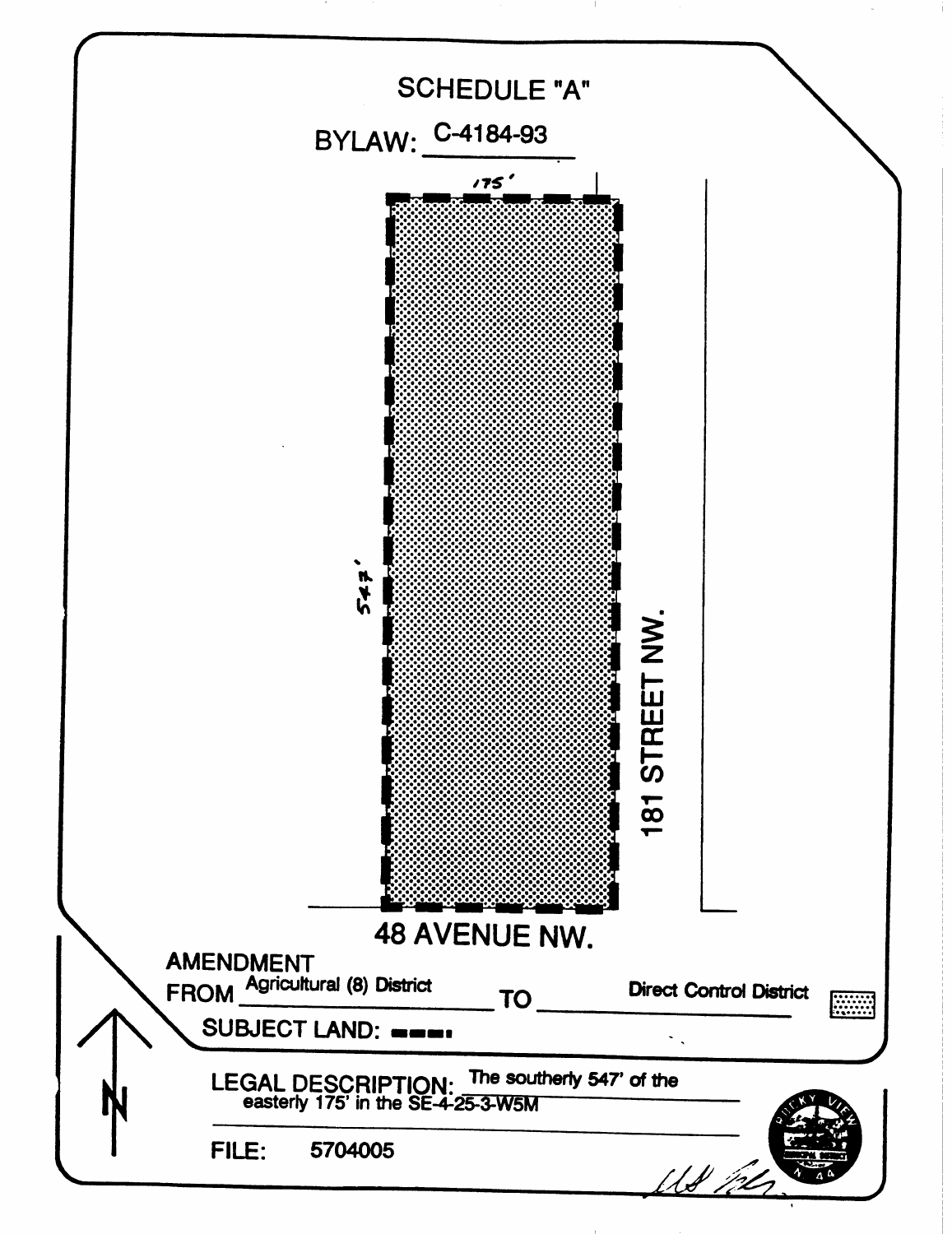# SCHEDULE "A"

BYLAW: C-4184-93

175'

547'

181 STREET NW.

48 AVENUE NW.

AMENDMENT

FROM Agricultural (8) District TO Direct Control District

SUBJECT LAND: ▬▬▬

LEGAL DESCRIPTION: The southerly 547' of the easterly 175' in the SE-4-25-3-W5M

FILE: 5704005